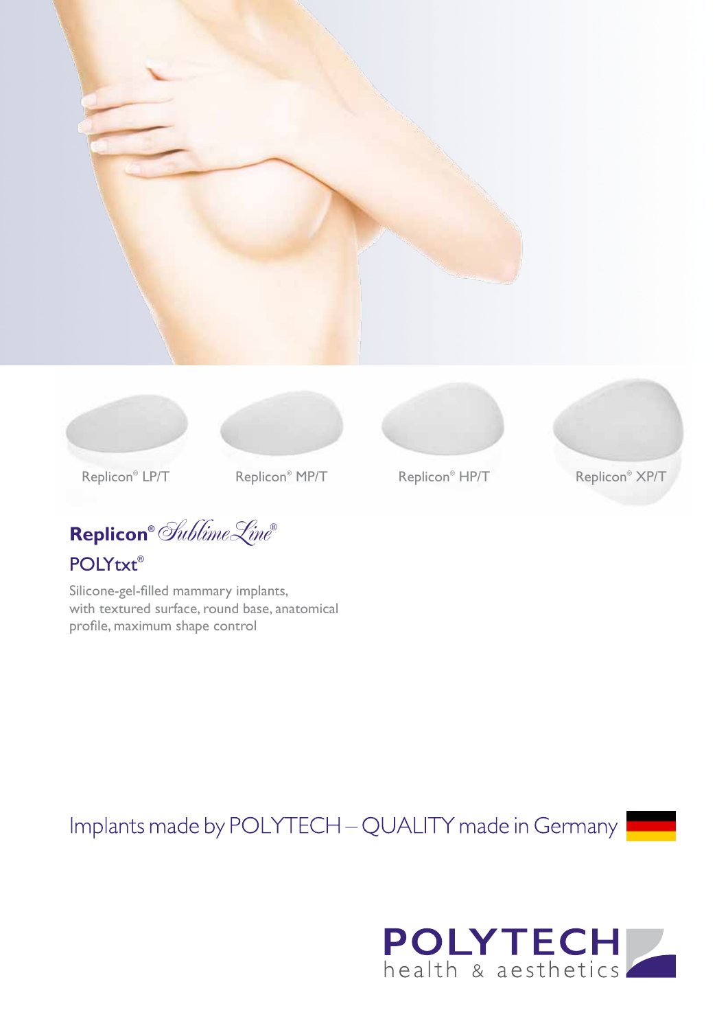Replicon® LP/T

Replicon® MP/T

Replicon® HP/T

Replicon® XP/T

# Replicon® *SublimeLine®*

## POLYtxt®

Silicone-gel-filled mammary implants, with textured surface, round base, anatomical profile, maximum shape control

Implants made by POLYTECH – QUALITY made in Germany

**POLYTECH**
health & aesthetics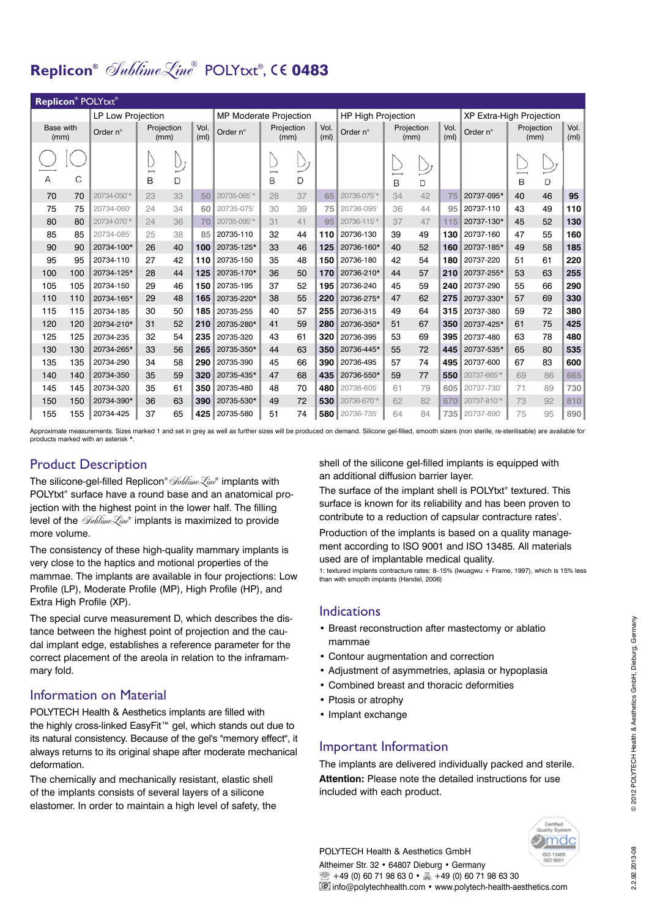# Replicon® *SublimeLine*® POLYtxt®, CE 0483

| Replicon® POLYtxt® | | LP Low Projection | | | | MP Moderate Projection | | | | HP High Projection | | | | XP Extra-High Projection | | | |
|---|---|---|---|---|---|---|---|---|---|---|---|---|---|---|---|---|---|
| Base with (mm) | | Order n° | Projection (mm) | | Vol. (ml) | Order n° | Projection (mm) | | Vol. (ml) | Order n° | Projection (mm) | | Vol. (ml) | Order n° | Projection (mm) | | Vol. (ml) |
| A | C | | B | D | | | B | D | | | B | D | | | B | D | |
| 70 | 70 | 20734-050¹* | 23 | 33 | 50 | 20735-065¹* | 28 | 37 | 65 | 20736-075¹* | 34 | 42 | 75 | 20737-095* | 40 | 46 | 95 |
| 75 | 75 | 20734-060¹ | 24 | 34 | 60 | 20735-075¹ | 30 | 39 | 75 | 20736-095¹ | 36 | 44 | 95 | 20737-110 | 43 | 49 | 110 |
| 80 | 80 | 20734-070¹* | 24 | 36 | 70 | 20735-095¹* | 31 | 41 | 95 | 20736-115¹* | 37 | 47 | 115 | 20737-130* | 45 | 52 | 130 |
| 85 | 85 | 20734-085¹ | 25 | 38 | 85 | 20735-110 | 32 | 44 | 110 | 20736-130 | 39 | 49 | 130 | 20737-160 | 47 | 55 | 160 |
| 90 | 90 | 20734-100* | 26 | 40 | 100 | 20735-125* | 33 | 46 | 125 | 20736-160* | 40 | 52 | 160 | 20737-185* | 49 | 58 | 185 |
| 95 | 95 | 20734-110 | 27 | 42 | 110 | 20735-150 | 35 | 48 | 150 | 20736-180 | 42 | 54 | 180 | 20737-220 | 51 | 61 | 220 |
| 100 | 100 | 20734-125* | 28 | 44 | 125 | 20735-170* | 36 | 50 | 170 | 20736-210* | 44 | 57 | 210 | 20737-255* | 53 | 63 | 255 |
| 105 | 105 | 20734-150 | 29 | 46 | 150 | 20735-195 | 37 | 52 | 195 | 20736-240 | 45 | 59 | 240 | 20737-290 | 55 | 66 | 290 |
| 110 | 110 | 20734-165* | 29 | 48 | 165 | 20735-220* | 38 | 55 | 220 | 20736-275* | 47 | 62 | 275 | 20737-330* | 57 | 69 | 330 |
| 115 | 115 | 20734-185 | 30 | 50 | 185 | 20735-255 | 40 | 57 | 255 | 20736-315 | 49 | 64 | 315 | 20737-380 | 59 | 72 | 380 |
| 120 | 120 | 20734-210* | 31 | 52 | 210 | 20735-280* | 41 | 59 | 280 | 20736-350* | 51 | 67 | 350 | 20737-425* | 61 | 75 | 425 |
| 125 | 125 | 20734-235 | 32 | 54 | 235 | 20735-320 | 43 | 61 | 320 | 20736-395 | 53 | 69 | 395 | 20737-480 | 63 | 78 | 480 |
| 130 | 130 | 20734-265* | 33 | 56 | 265 | 20735-350* | 44 | 63 | 350 | 20736-445* | 55 | 72 | 445 | 20737-535* | 65 | 80 | 535 |
| 135 | 135 | 20734-290 | 34 | 58 | 290 | 20735-390 | 45 | 66 | 390 | 20736-495 | 57 | 74 | 495 | 20737-600 | 67 | 83 | 600 |
| 140 | 140 | 20734-350 | 35 | 59 | 320 | 20735-435* | 47 | 68 | 435 | 20736-550* | 59 | 77 | 550 | 20737-665¹* | 69 | 86 | 665 |
| 145 | 145 | 20734-320 | 35 | 61 | 350 | 20735-480 | 48 | 70 | 480 | 20736-605¹ | 61 | 79 | 605 | 20737-730¹ | 71 | 89 | 730 |
| 150 | 150 | 20734-390* | 36 | 63 | 390 | 20735-530* | 49 | 72 | 530 | 20736-670¹* | 62 | 82 | 670 | 20737-810¹* | 73 | 92 | 810 |
| 155 | 155 | 20734-425 | 37 | 65 | 425 | 20735-580 | 51 | 74 | 580 | 20736-735¹ | 64 | 84 | 735 | 20737-890¹ | 75 | 95 | 890 |

Approximate measurements. Sizes marked 1 and set in grey as well as further sizes will be produced on demand. Silicone gel-filled, smooth sizers (non sterile, re-sterilisable) are available for products marked with an asterisk *.

## Product Description

The silicone-gel-filled Replicon® *SublimeLine*® implants with POLYtxt® surface have a round base and an anatomical projection with the highest point in the lower half. The filling level of the *SublimeLine*® implants is maximized to provide more volume.

The consistency of these high-quality mammary implants is very close to the haptics and motional properties of the mammae. The implants are available in four projections: Low Profile (LP), Moderate Profile (MP), High Profile (HP), and Extra High Profile (XP).

The special curve measurement D, which describes the distance between the highest point of projection and the caudal implant edge, establishes a reference parameter for the correct placement of the areola in relation to the inframammary fold.

## Information on Material

POLYTECH Health & Aesthetics implants are filled with the highly cross-linked EasyFit™ gel, which stands out due to its natural consistency. Because of the gel's "memory effect", it always returns to its original shape after moderate mechanical deformation.

The chemically and mechanically resistant, elastic shell of the implants consists of several layers of a silicone elastomer. In order to maintain a high level of safety, the shell of the silicone gel-filled implants is equipped with an additional diffusion barrier layer.

The surface of the implant shell is POLYtxt® textured. This surface is known for its reliability and has been proven to contribute to a reduction of capsular contracture rates[1].

Production of the implants is based on a quality management according to ISO 9001 and ISO 13485. All materials used are of implantable medical quality.

1: textured implants contracture rates: 8–15% (Iwuagwu + Frame, 1997), which is 15% less than with smooth implants (Handel, 2006)

## Indications

- Breast reconstruction after mastectomy or ablatio mammae
- Contour augmentation and correction
- Adjustment of asymmetries, aplasia or hypoplasia
- Combined breast and thoracic deformities
- Ptosis or atrophy
- Implant exchange

## Important Information

The implants are delivered individually packed and sterile.
**Attention:** Please note the detailed instructions for use included with each product.

Certified Quality System mdc ISO 13485 ISO 9001

POLYTECH Health & Aesthetics GmbH
Altheimer Str. 32 • 64807 Dieburg • Germany
+49 (0) 60 71 98 63 0 • +49 (0) 60 71 98 63 30
info@polytechhealth.com • www.polytech-health-aesthetics.com

© 2012 POLYTECH Health & Aesthetics GmbH, Dieburg, Germany

2.2.92 2013-08